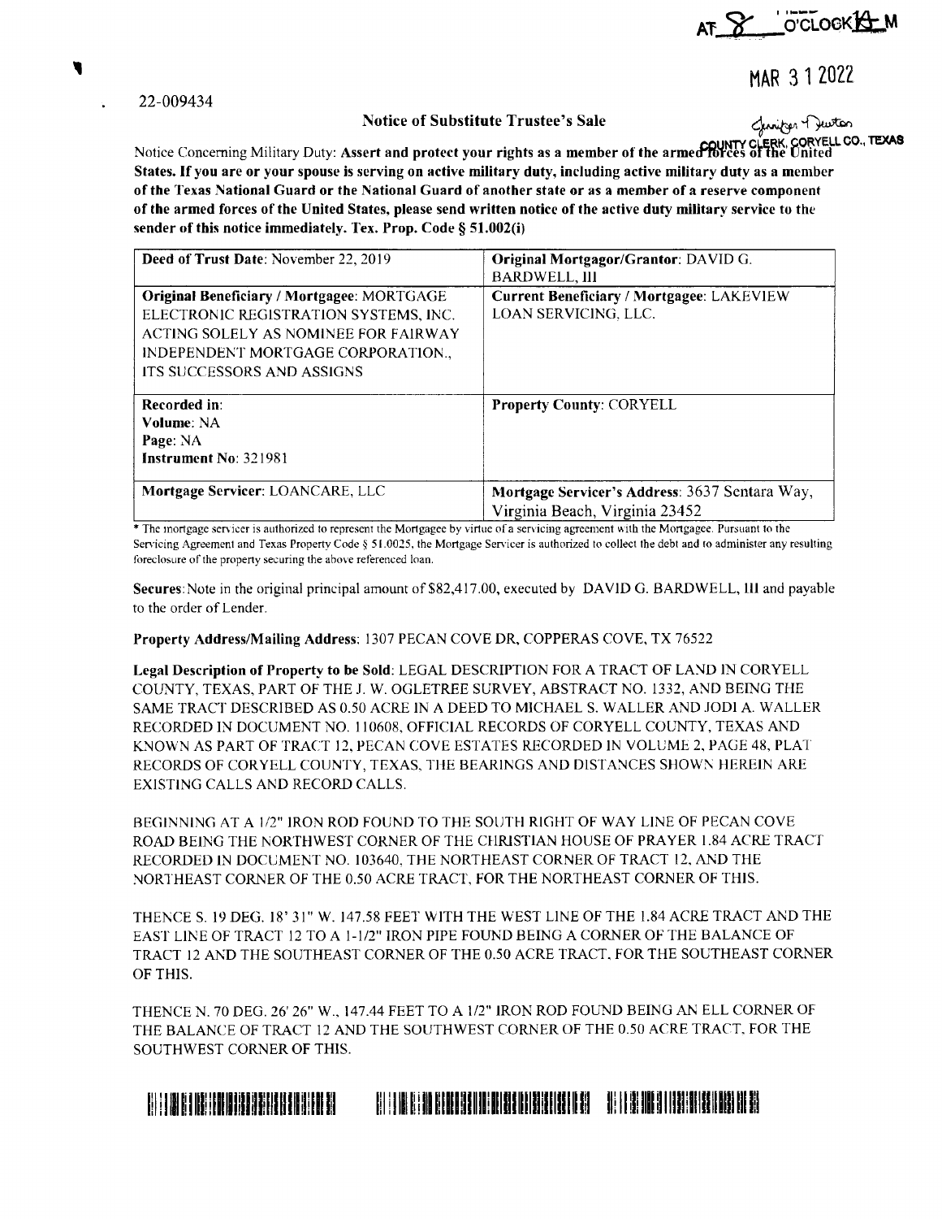AT 8 O'CLOCK A M

MAR 31 2022

22-009434

Jennifer Newton
COUNTY CLERK, CORYELL CO., TEXAS

## Notice of Substitute Trustee's Sale

Notice Concerning Military Duty: **Assert and protect your rights as a member of the armed forces of the United States. If you are or your spouse is serving on active military duty, including active military duty as a member of the Texas National Guard or the National Guard of another state or as a member of a reserve component of the armed forces of the United States, please send written notice of the active duty military service to the sender of this notice immediately. Tex. Prop. Code § 51.002(i)**

| **Deed of Trust Date**: November 22, 2019 | **Original Mortgagor/Grantor**: DAVID G. BARDWELL, III |
|---|---|
| **Original Beneficiary / Mortgagee**: MORTGAGE ELECTRONIC REGISTRATION SYSTEMS, INC. ACTING SOLELY AS NOMINEE FOR FAIRWAY INDEPENDENT MORTGAGE CORPORATION., ITS SUCCESSORS AND ASSIGNS | **Current Beneficiary / Mortgagee**: LAKEVIEW LOAN SERVICING, LLC. |
| **Recorded in**:<br>**Volume**: NA<br>**Page**: NA<br>**Instrument No**: 321981 | **Property County**: CORYELL |
| **Mortgage Servicer**: LOANCARE, LLC | **Mortgage Servicer's Address**: 3637 Sentara Way, Virginia Beach, Virginia 23452 |

* The mortgage servicer is authorized to represent the Mortgagee by virtue of a servicing agreement with the Mortgagee. Pursuant to the Servicing Agreement and Texas Property Code § 51.0025, the Mortgage Servicer is authorized to collect the debt and to administer any resulting foreclosure of the property securing the above referenced loan.

**Secures**: Note in the original principal amount of $82,417.00, executed by DAVID G. BARDWELL, III and payable to the order of Lender.

**Property Address/Mailing Address**: 1307 PECAN COVE DR, COPPERAS COVE, TX 76522

**Legal Description of Property to be Sold**: LEGAL DESCRIPTION FOR A TRACT OF LAND IN CORYELL COUNTY, TEXAS, PART OF THE J. W. OGLETREE SURVEY, ABSTRACT NO. 1332, AND BEING THE SAME TRACT DESCRIBED AS 0.50 ACRE IN A DEED TO MICHAEL S. WALLER AND JODI A. WALLER RECORDED IN DOCUMENT NO. 110608, OFFICIAL RECORDS OF CORYELL COUNTY, TEXAS AND KNOWN AS PART OF TRACT 12, PECAN COVE ESTATES RECORDED IN VOLUME 2, PAGE 48, PLAT RECORDS OF CORYELL COUNTY, TEXAS. THE BEARINGS AND DISTANCES SHOWN HEREIN ARE EXISTING CALLS AND RECORD CALLS.

BEGINNING AT A 1/2" IRON ROD FOUND TO THE SOUTH RIGHT OF WAY LINE OF PECAN COVE ROAD BEING THE NORTHWEST CORNER OF THE CHRISTIAN HOUSE OF PRAYER 1.84 ACRE TRACT RECORDED IN DOCUMENT NO. 103640, THE NORTHEAST CORNER OF TRACT 12, AND THE NORTHEAST CORNER OF THE 0.50 ACRE TRACT, FOR THE NORTHEAST CORNER OF THIS.

THENCE S. 19 DEG. 18' 31" W. 147.58 FEET WITH THE WEST LINE OF THE 1.84 ACRE TRACT AND THE EAST LINE OF TRACT 12 TO A 1-1/2" IRON PIPE FOUND BEING A CORNER OF THE BALANCE OF TRACT 12 AND THE SOUTHEAST CORNER OF THE 0.50 ACRE TRACT, FOR THE SOUTHEAST CORNER OF THIS.

THENCE N. 70 DEG. 26' 26" W., 147.44 FEET TO A 1/2" IRON ROD FOUND BEING AN ELL CORNER OF THE BALANCE OF TRACT 12 AND THE SOUTHWEST CORNER OF THE 0.50 ACRE TRACT, FOR THE SOUTHWEST CORNER OF THIS.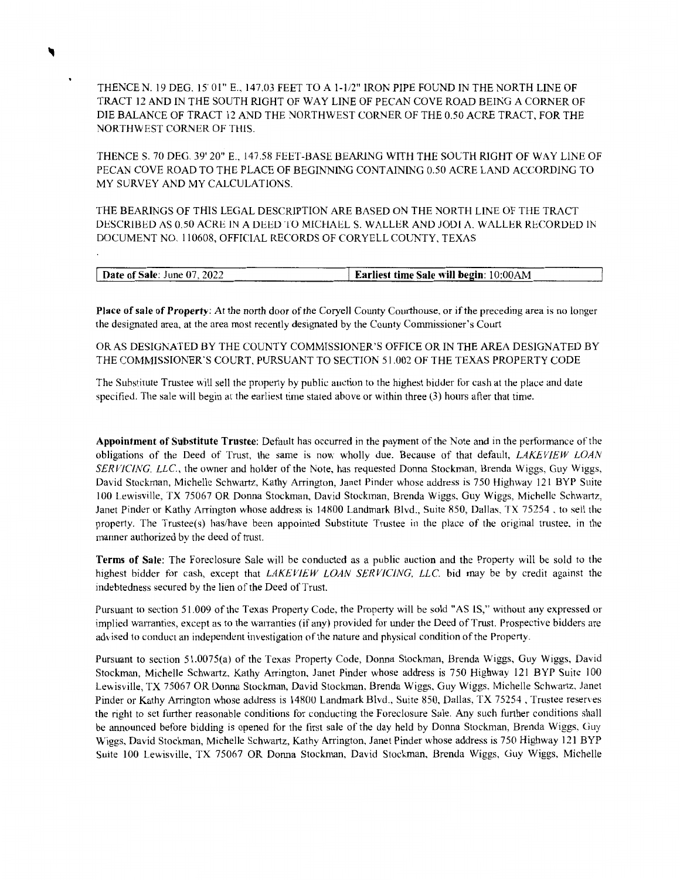THENCE N. 19 DEG. 15' 01" E., 147.03 FEET TO A 1-1/2" IRON PIPE FOUND IN THE NORTH LINE OF TRACT 12 AND IN THE SOUTH RIGHT OF WAY LINE OF PECAN COVE ROAD BEING A CORNER OF DIE BALANCE OF TRACT 12 AND THE NORTHWEST CORNER OF THE 0.50 ACRE TRACT, FOR THE NORTHWEST CORNER OF THIS.

THENCE S. 70 DEG. 39' 20" E., 147.58 FEET-BASE BEARING WITH THE SOUTH RIGHT OF WAY LINE OF PECAN COVE ROAD TO THE PLACE OF BEGINNING CONTAINING 0.50 ACRE LAND ACCORDING TO MY SURVEY AND MY CALCULATIONS.

THE BEARINGS OF THIS LEGAL DESCRIPTION ARE BASED ON THE NORTH LINE OF THE TRACT DESCRIBED AS 0.50 ACRE IN A DEED TO MICHAEL S. WALLER AND JODI A. WALLER RECORDED IN DOCUMENT NO. 110608, OFFICIAL RECORDS OF CORYELL COUNTY, TEXAS

| **Date of Sale**: June 07, 2022 | **Earliest time Sale will begin**: 10:00AM |
|---|---|

**Place of sale of Property**: At the north door of the Coryell County Courthouse, or if the preceding area is no longer the designated area, at the area most recently designated by the County Commissioner's Court

OR AS DESIGNATED BY THE COUNTY COMMISSIONER'S OFFICE OR IN THE AREA DESIGNATED BY THE COMMISSIONER'S COURT, PURSUANT TO SECTION 51.002 OF THE TEXAS PROPERTY CODE

The Substitute Trustee will sell the property by public auction to the highest bidder for cash at the place and date specified. The sale will begin at the earliest time stated above or within three (3) hours after that time.

**Appointment of Substitute Trustee**: Default has occurred in the payment of the Note and in the performance of the obligations of the Deed of Trust, the same is now wholly due. Because of that default, *LAKEVIEW LOAN SERVICING, LLC.*, the owner and holder of the Note, has requested Donna Stockman, Brenda Wiggs, Guy Wiggs, David Stockman, Michelle Schwartz, Kathy Arrington, Janet Pinder whose address is 750 Highway 121 BYP Suite 100 Lewisville, TX 75067 OR Donna Stockman, David Stockman, Brenda Wiggs, Guy Wiggs, Michelle Schwartz, Janet Pinder or Kathy Arrington whose address is 14800 Landmark Blvd., Suite 850, Dallas, TX 75254 , to sell the property. The Trustee(s) has/have been appointed Substitute Trustee in the place of the original trustee, in the manner authorized by the deed of trust.

**Terms of Sale**: The Foreclosure Sale will be conducted as a public auction and the Property will be sold to the highest bidder for cash, except that *LAKEVIEW LOAN SERVICING, LLC.* bid may be by credit against the indebtedness secured by the lien of the Deed of Trust.

Pursuant to section 51.009 of the Texas Property Code, the Property will be sold "AS IS," without any expressed or implied warranties, except as to the warranties (if any) provided for under the Deed of Trust. Prospective bidders are advised to conduct an independent investigation of the nature and physical condition of the Property.

Pursuant to section 51.0075(a) of the Texas Property Code, Donna Stockman, Brenda Wiggs, Guy Wiggs, David Stockman, Michelle Schwartz, Kathy Arrington, Janet Pinder whose address is 750 Highway 121 BYP Suite 100 Lewisville, TX 75067 OR Donna Stockman, David Stockman, Brenda Wiggs, Guy Wiggs, Michelle Schwartz, Janet Pinder or Kathy Arrington whose address is 14800 Landmark Blvd., Suite 850, Dallas, TX 75254 , Trustee reserves the right to set further reasonable conditions for conducting the Foreclosure Sale. Any such further conditions shall be announced before bidding is opened for the first sale of the day held by Donna Stockman, Brenda Wiggs, Guy Wiggs, David Stockman, Michelle Schwartz, Kathy Arrington, Janet Pinder whose address is 750 Highway 121 BYP Suite 100 Lewisville, TX 75067 OR Donna Stockman, David Stockman, Brenda Wiggs, Guy Wiggs, Michelle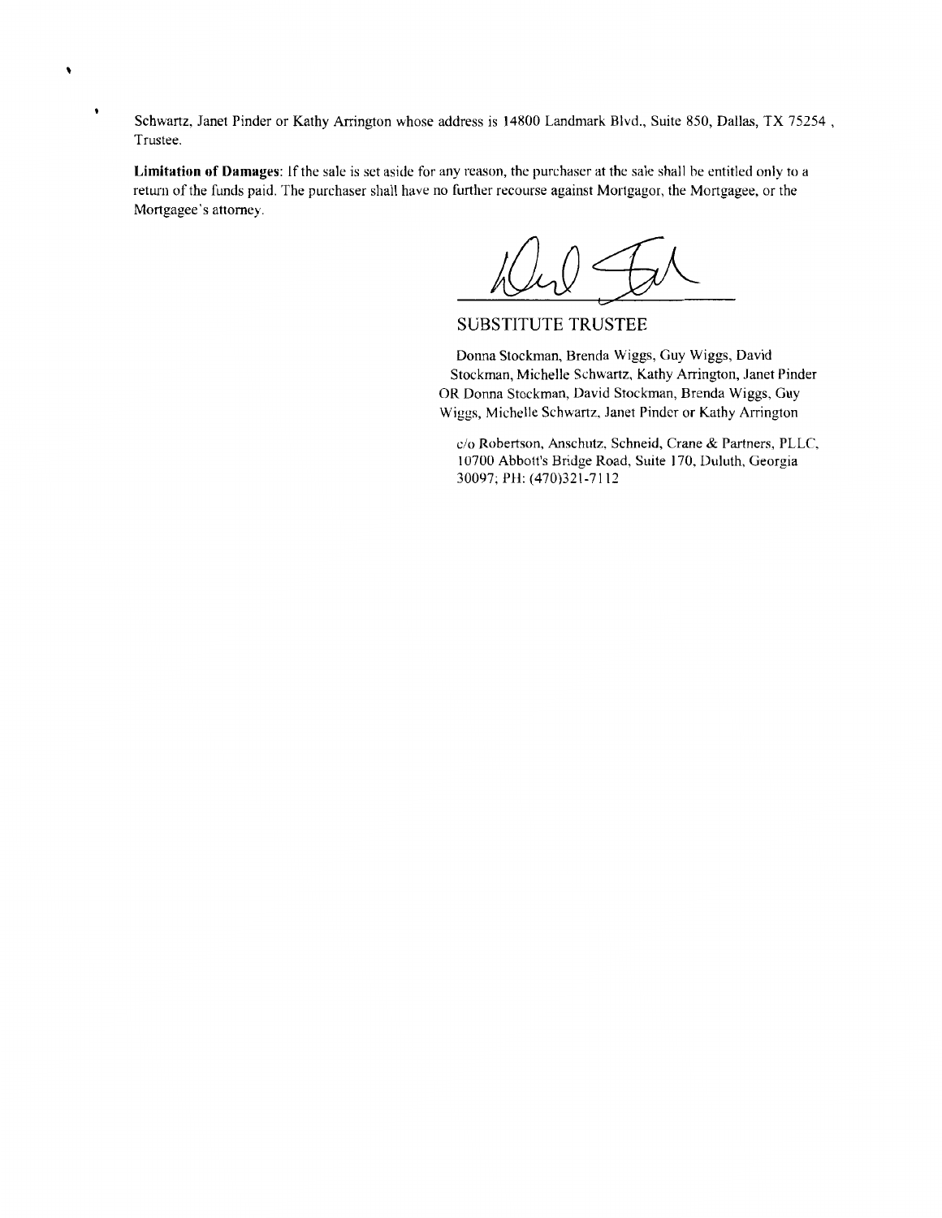Schwartz, Janet Pinder or Kathy Arrington whose address is 14800 Landmark Blvd., Suite 850, Dallas, TX 75254 , Trustee.

**Limitation of Damages**: If the sale is set aside for any reason, the purchaser at the sale shall be entitled only to a return of the funds paid. The purchaser shall have no further recourse against Mortgagor, the Mortgagee, or the Mortgagee's attorney.

SUBSTITUTE TRUSTEE

Donna Stockman, Brenda Wiggs, Guy Wiggs, David Stockman, Michelle Schwartz, Kathy Arrington, Janet Pinder OR Donna Stockman, David Stockman, Brenda Wiggs, Guy Wiggs, Michelle Schwartz, Janet Pinder or Kathy Arrington

c/o Robertson, Anschutz, Schneid, Crane & Partners, PLLC, 10700 Abbott's Bridge Road, Suite 170, Duluth, Georgia 30097; PH: (470)321-7112